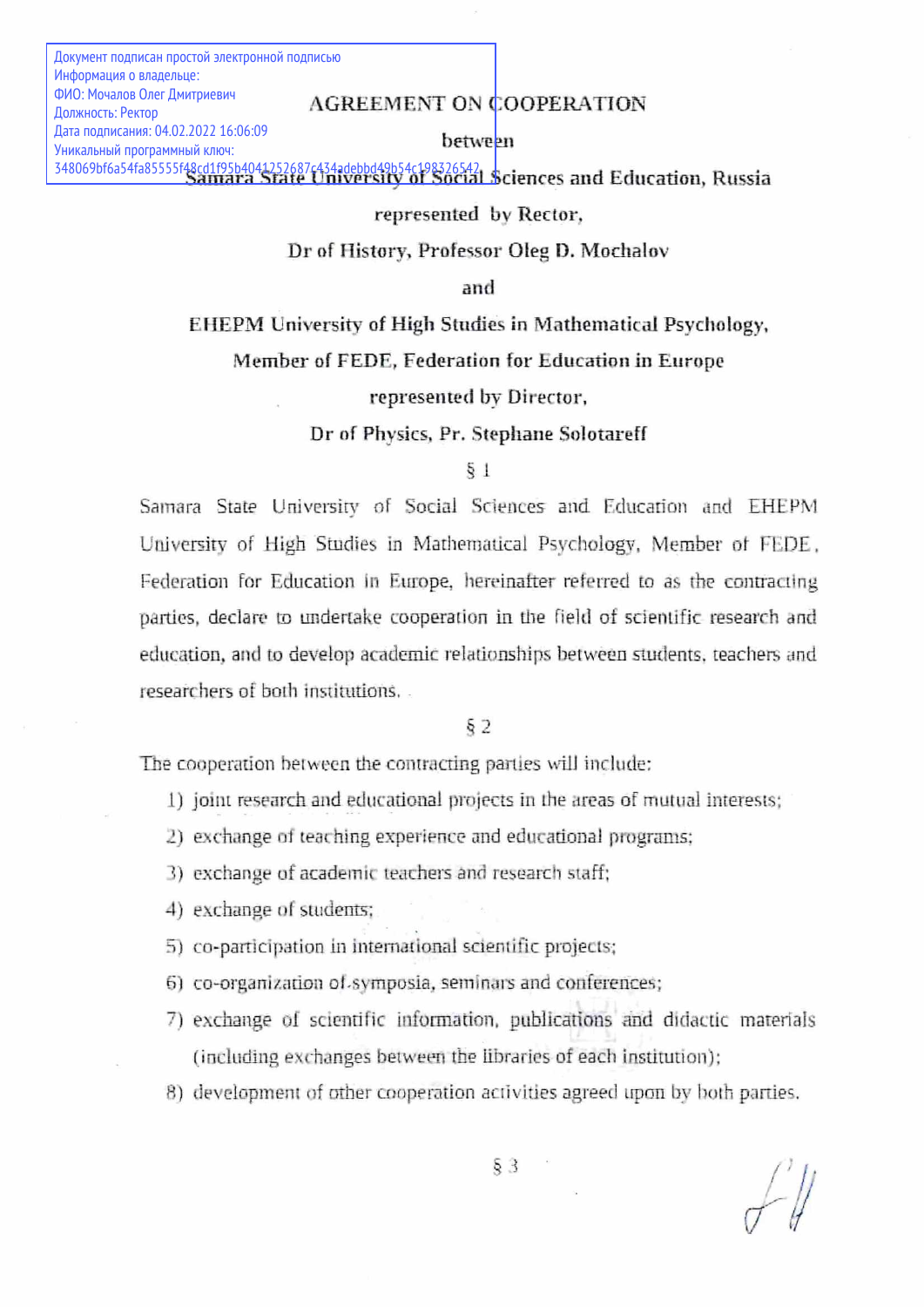Документ подписан простой электронной подписью
Информация о владельце:
ФИО: Мочалов Олег Дмитриевич
Должность: Ректор
Дата подписания: 04.02.2022 16:06:09
Уникальный программный ключ:
348069bf6a54fa85555f48cd1f95b4041252687c434adebbd49b54c198326542

# AGREEMENT ON COOPERATION

between

**Samara State University of Social Sciences and Education, Russia**

**represented by Rector,**

**Dr of History, Professor Oleg D. Mochalov**

**and**

**EHEPM University of High Studies in Mathematical Psychology,**

**Member of FEDE, Federation for Education in Europe**

**represented by Director,**

**Dr of Physics, Pr. Stephane Solotareff**

§ 1

Samara State University of Social Sciences and Education and EHEPM University of High Studies in Mathematical Psychology, Member of FEDE, Federation for Education in Europe, hereinafter referred to as the contracting parties, declare to undertake cooperation in the field of scientific research and education, and to develop academic relationships between students, teachers and researchers of both institutions.

§ 2

The cooperation between the contracting parties will include:

1) joint research and educational projects in the areas of mutual interests;
2) exchange of teaching experience and educational programs;
3) exchange of academic teachers and research staff;
4) exchange of students;
5) co-participation in international scientific projects;
6) co-organization of symposia, seminars and conferences;
7) exchange of scientific information, publications and didactic materials (including exchanges between the libraries of each institution);
8) development of other cooperation activities agreed upon by both parties.

§ 3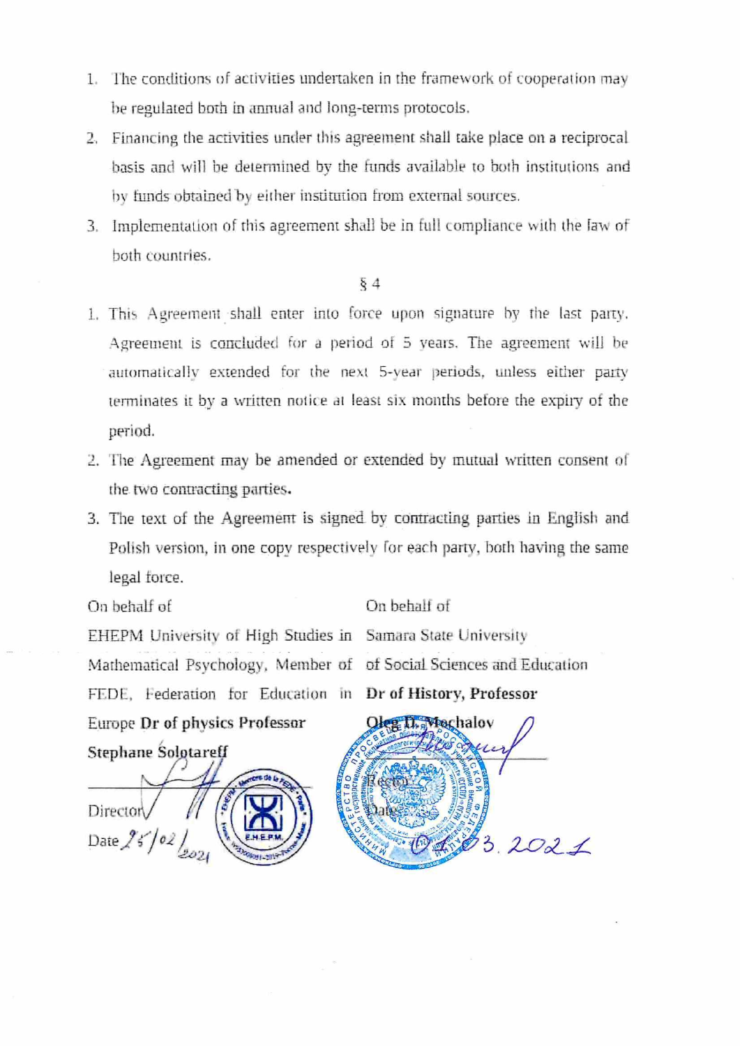1. The conditions of activities undertaken in the framework of cooperation may be regulated both in annual and long-terms protocols.
2. Financing the activities under this agreement shall take place on a reciprocal basis and will be determined by the funds available to both institutions and by funds obtained by either institution from external sources.
3. Implementation of this agreement shall be in full compliance with the law of both countries.

§ 4

1. This Agreement shall enter into force upon signature by the last party. Agreement is concluded for a period of 5 years. The agreement will be automatically extended for the next 5-year periods, unless either party terminates it by a written notice at least six months before the expiry of the period.
2. The Agreement may be amended or extended by mutual written consent of the two contracting parties.
3. The text of the Agreement is signed by contracting parties in English and Polish version, in one copy respectively for each party, both having the same legal force.

On behalf of

EHEPM University of High Studies in Mathematical Psychology, Member of FEDE, Federation for Education in Europe **Dr of physics Professor Stephane Solotareff**

Director

Date 25/02/2021

On behalf of

Samara State University of Social Sciences and Education **Dr of History, Professor Oleg D. Mochalov**

Rector

Date 01.03.2021